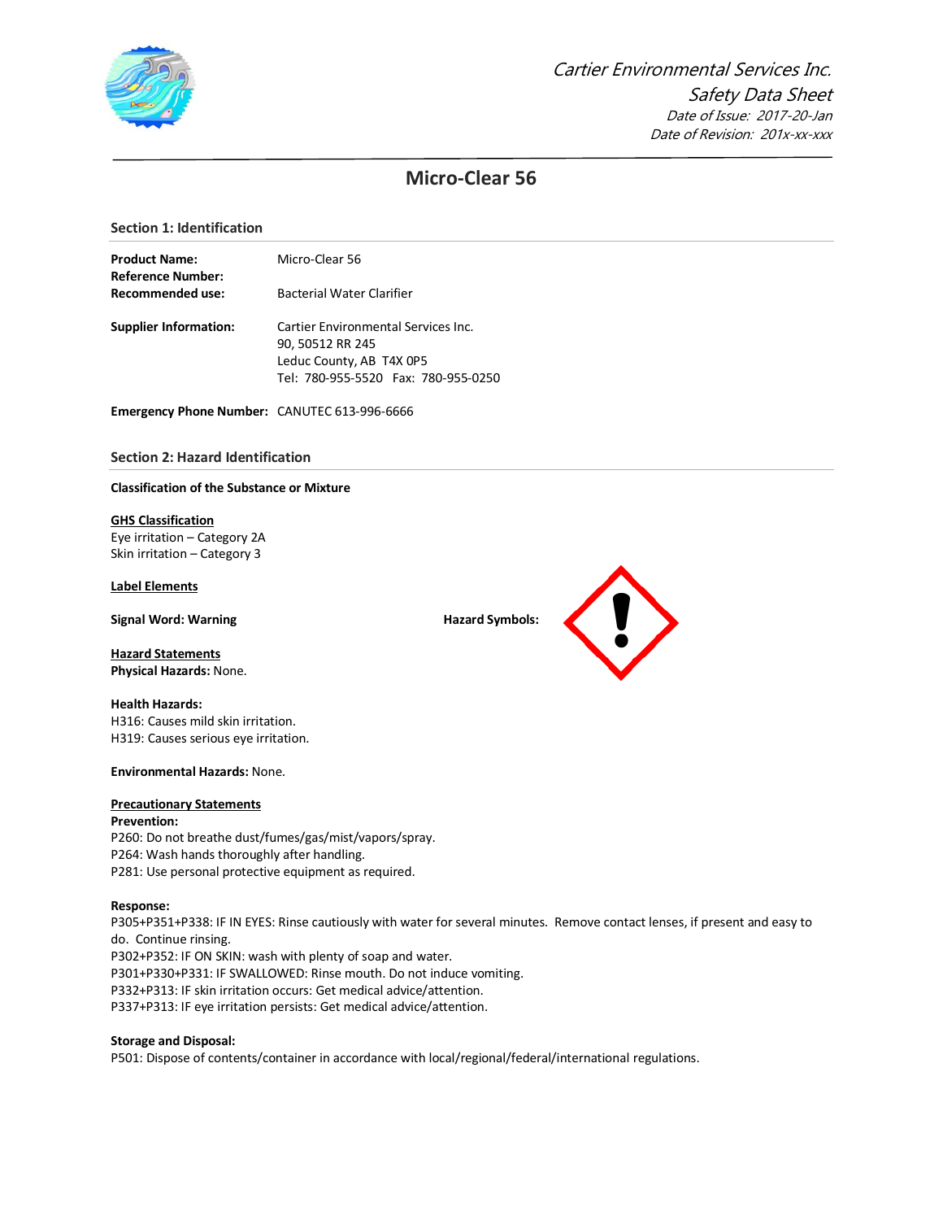*Cartier Environmental Services Inc.*
*Safety Data Sheet*
*Date of Issue: 2017-20-Jan*
*Date of Revision: 201x-xx-xxx*

# Micro-Clear 56

## Section 1: Identification

**Product Name:** Micro-Clear 56
**Reference Number:**
**Recommended use:** Bacterial Water Clarifier

**Supplier Information:** Cartier Environmental Services Inc.
90, 50512 RR 245
Leduc County, AB T4X 0P5
Tel: 780-955-5520 Fax: 780-955-0250

**Emergency Phone Number:** CANUTEC 613-996-6666

## Section 2: Hazard Identification

**Classification of the Substance or Mixture**

**GHS Classification**
Eye irritation – Category 2A
Skin irritation – Category 3

**Label Elements**

**Signal Word: Warning**

**Hazard Symbols:**

**Hazard Statements**
**Physical Hazards:** None.

**Health Hazards:**
H316: Causes mild skin irritation.
H319: Causes serious eye irritation.

**Environmental Hazards:** None.

**Precautionary Statements**
**Prevention:**
P260: Do not breathe dust/fumes/gas/mist/vapors/spray.
P264: Wash hands thoroughly after handling.
P281: Use personal protective equipment as required.

**Response:**
P305+P351+P338: IF IN EYES: Rinse cautiously with water for several minutes. Remove contact lenses, if present and easy to do. Continue rinsing.
P302+P352: IF ON SKIN: wash with plenty of soap and water.
P301+P330+P331: IF SWALLOWED: Rinse mouth. Do not induce vomiting.
P332+P313: IF skin irritation occurs: Get medical advice/attention.
P337+P313: IF eye irritation persists: Get medical advice/attention.

**Storage and Disposal:**
P501: Dispose of contents/container in accordance with local/regional/federal/international regulations.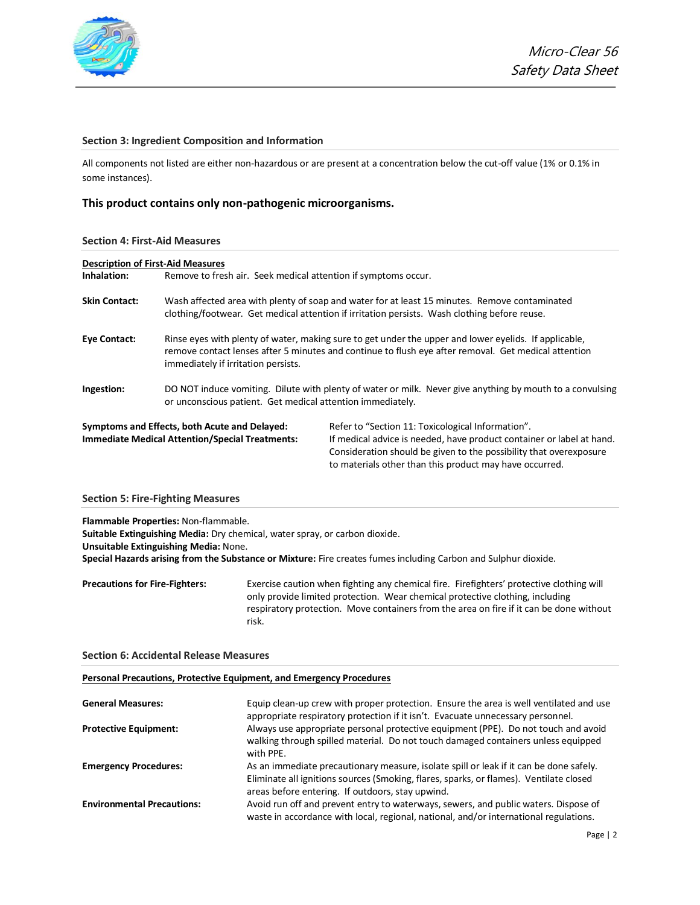### Section 3: Ingredient Composition and Information

All components not listed are either non-hazardous or are present at a concentration below the cut-off value (1% or 0.1% in some instances).

**This product contains only non-pathogenic microorganisms.**

### Section 4: First-Aid Measures

**Description of First-Aid Measures**

**Inhalation:** Remove to fresh air. Seek medical attention if symptoms occur.

**Skin Contact:** Wash affected area with plenty of soap and water for at least 15 minutes. Remove contaminated clothing/footwear. Get medical attention if irritation persists. Wash clothing before reuse.

**Eye Contact:** Rinse eyes with plenty of water, making sure to get under the upper and lower eyelids. If applicable, remove contact lenses after 5 minutes and continue to flush eye after removal. Get medical attention immediately if irritation persists.

**Ingestion:** DO NOT induce vomiting. Dilute with plenty of water or milk. Never give anything by mouth to a convulsing or unconscious patient. Get medical attention immediately.

**Symptoms and Effects, both Acute and Delayed:** Refer to "Section 11: Toxicological Information".

**Immediate Medical Attention/Special Treatments:** If medical advice is needed, have product container or label at hand. Consideration should be given to the possibility that overexposure to materials other than this product may have occurred.

### Section 5: Fire-Fighting Measures

**Flammable Properties:** Non-flammable.
**Suitable Extinguishing Media:** Dry chemical, water spray, or carbon dioxide.
**Unsuitable Extinguishing Media:** None.
**Special Hazards arising from the Substance or Mixture:** Fire creates fumes including Carbon and Sulphur dioxide.

**Precautions for Fire-Fighters:** Exercise caution when fighting any chemical fire. Firefighters' protective clothing will only provide limited protection. Wear chemical protective clothing, including respiratory protection. Move containers from the area on fire if it can be done without risk.

### Section 6: Accidental Release Measures

**Personal Precautions, Protective Equipment, and Emergency Procedures**

**General Measures:** Equip clean-up crew with proper protection. Ensure the area is well ventilated and use appropriate respiratory protection if it isn't. Evacuate unnecessary personnel.

**Protective Equipment:** Always use appropriate personal protective equipment (PPE). Do not touch and avoid walking through spilled material. Do not touch damaged containers unless equipped with PPE.

**Emergency Procedures:** As an immediate precautionary measure, isolate spill or leak if it can be done safely. Eliminate all ignitions sources (Smoking, flares, sparks, or flames). Ventilate closed areas before entering. If outdoors, stay upwind.

**Environmental Precautions:** Avoid run off and prevent entry to waterways, sewers, and public waters. Dispose of waste in accordance with local, regional, national, and/or international regulations.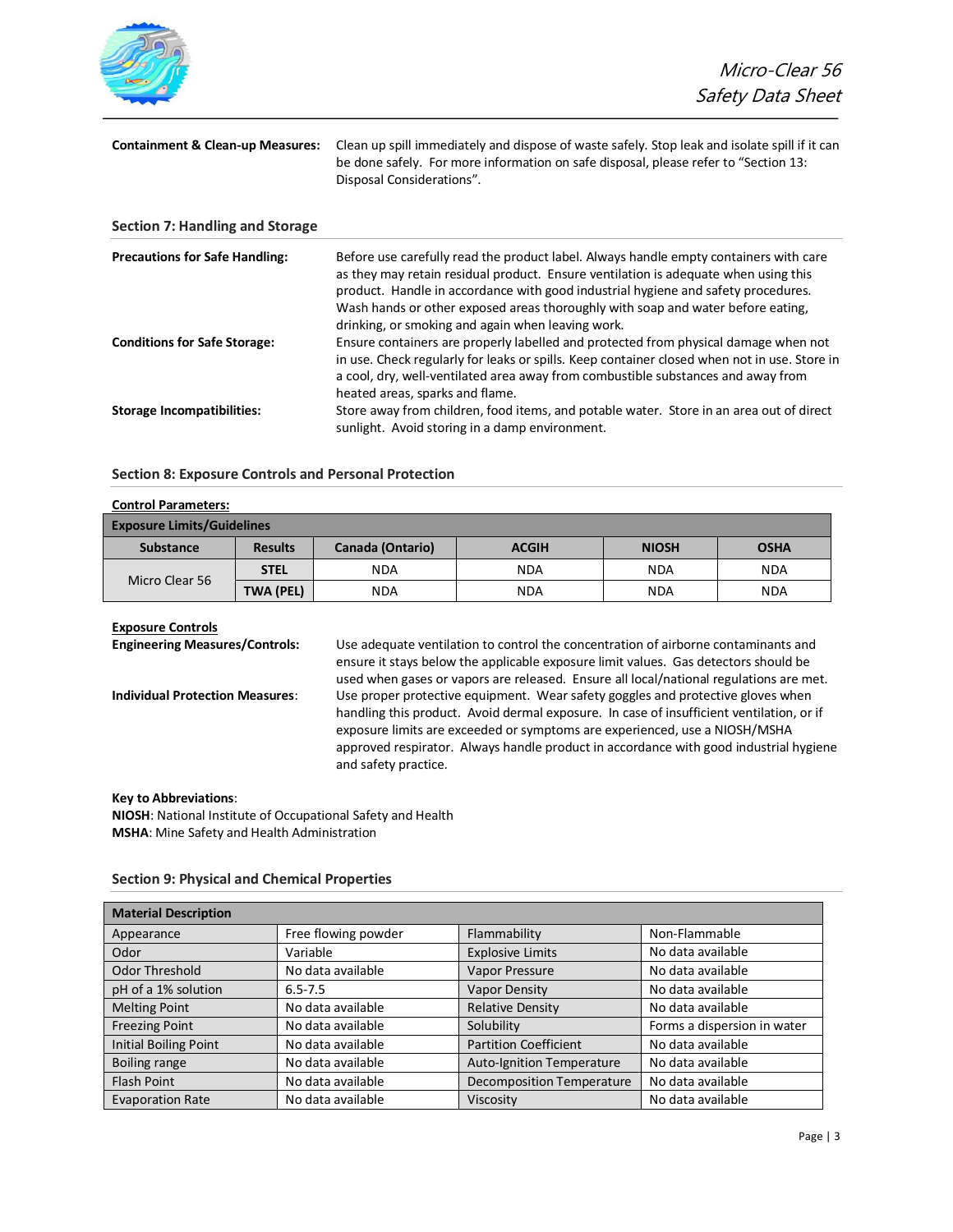**Containment & Clean-up Measures:** Clean up spill immediately and dispose of waste safely. Stop leak and isolate spill if it can be done safely. For more information on safe disposal, please refer to "Section 13: Disposal Considerations".

## Section 7: Handling and Storage

**Precautions for Safe Handling:** Before use carefully read the product label. Always handle empty containers with care as they may retain residual product. Ensure ventilation is adequate when using this product. Handle in accordance with good industrial hygiene and safety procedures. Wash hands or other exposed areas thoroughly with soap and water before eating, drinking, or smoking and again when leaving work.

**Conditions for Safe Storage:** Ensure containers are properly labelled and protected from physical damage when not in use. Check regularly for leaks or spills. Keep container closed when not in use. Store in a cool, dry, well-ventilated area away from combustible substances and away from heated areas, sparks and flame.

**Storage Incompatibilities:** Store away from children, food items, and potable water. Store in an area out of direct sunlight. Avoid storing in a damp environment.

## Section 8: Exposure Controls and Personal Protection

**Control Parameters:**

| Exposure Limits/Guidelines | | | | | |
|---|---|---|---|---|---|
| **Substance** | **Results** | **Canada (Ontario)** | **ACGIH** | **NIOSH** | **OSHA** |
| Micro Clear 56 | **STEL** | NDA | NDA | NDA | NDA |
| | **TWA (PEL)** | NDA | NDA | NDA | NDA |

**Exposure Controls**

**Engineering Measures/Controls:** Use adequate ventilation to control the concentration of airborne contaminants and ensure it stays below the applicable exposure limit values. Gas detectors should be used when gases or vapors are released. Ensure all local/national regulations are met.

**Individual Protection Measures:** Use proper protective equipment. Wear safety goggles and protective gloves when handling this product. Avoid dermal exposure. In case of insufficient ventilation, or if exposure limits are exceeded or symptoms are experienced, use a NIOSH/MSHA approved respirator. Always handle product in accordance with good industrial hygiene and safety practice.

**Key to Abbreviations**:
**NIOSH**: National Institute of Occupational Safety and Health
**MSHA**: Mine Safety and Health Administration

## Section 9: Physical and Chemical Properties

| Material Description | | | |
|---|---|---|---|
| Appearance | Free flowing powder | Flammability | Non-Flammable |
| Odor | Variable | Explosive Limits | No data available |
| Odor Threshold | No data available | Vapor Pressure | No data available |
| pH of a 1% solution | 6.5-7.5 | Vapor Density | No data available |
| Melting Point | No data available | Relative Density | No data available |
| Freezing Point | No data available | Solubility | Forms a dispersion in water |
| Initial Boiling Point | No data available | Partition Coefficient | No data available |
| Boiling range | No data available | Auto-Ignition Temperature | No data available |
| Flash Point | No data available | Decomposition Temperature | No data available |
| Evaporation Rate | No data available | Viscosity | No data available |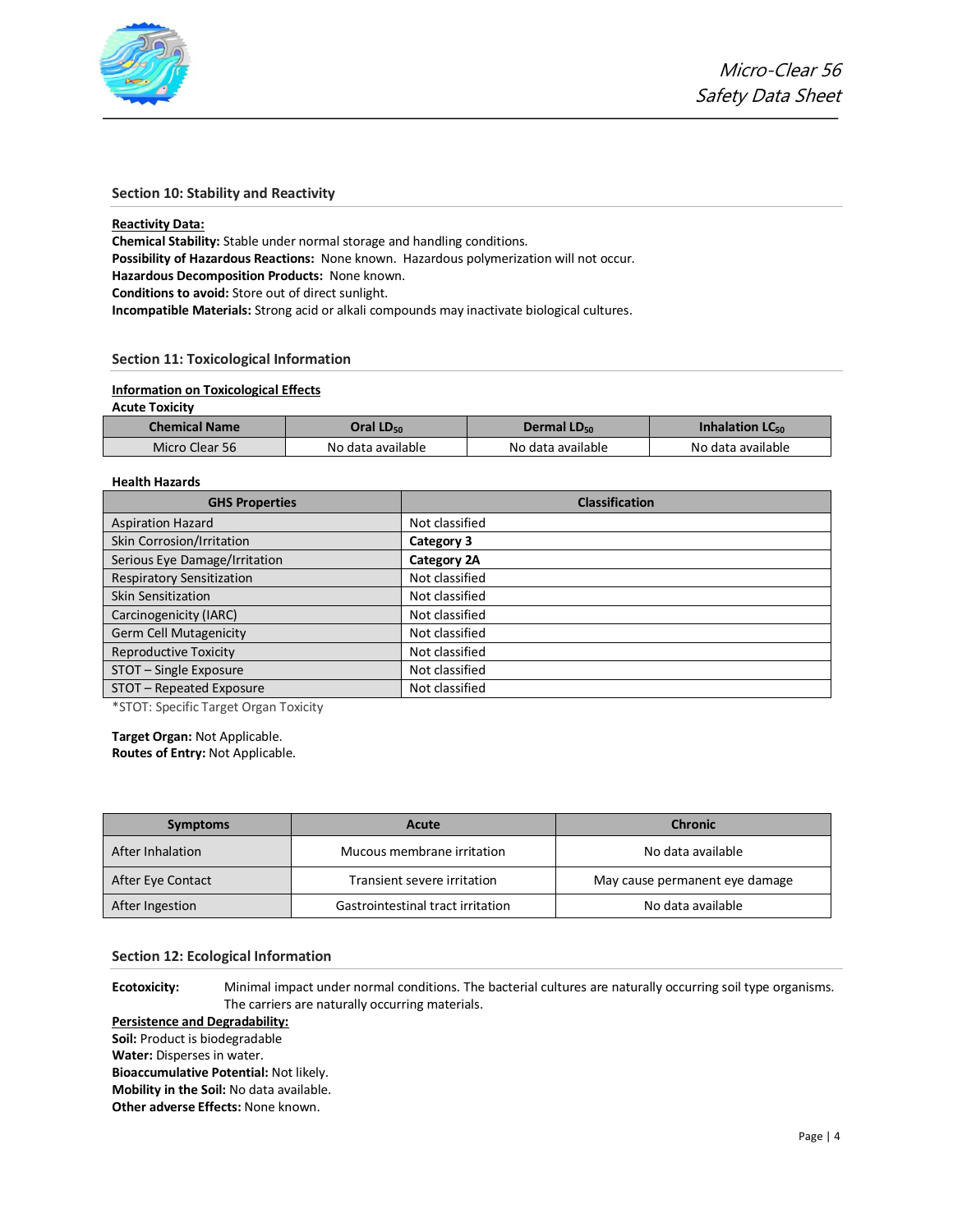## Section 10: Stability and Reactivity

**Reactivity Data:**

**Chemical Stability:** Stable under normal storage and handling conditions.
**Possibility of Hazardous Reactions:** None known. Hazardous polymerization will not occur.
**Hazardous Decomposition Products:** None known.
**Conditions to avoid:** Store out of direct sunlight.
**Incompatible Materials:** Strong acid or alkali compounds may inactivate biological cultures.

## Section 11: Toxicological Information

**Information on Toxicological Effects**

**Acute Toxicity**

| Chemical Name | Oral $LD_{50}$ | Dermal $LD_{50}$ | Inhalation $LC_{50}$ |
|---|---|---|---|
| Micro Clear 56 | No data available | No data available | No data available |

**Health Hazards**

| GHS Properties | Classification |
|---|---|
| Aspiration Hazard | Not classified |
| Skin Corrosion/Irritation | **Category 3** |
| Serious Eye Damage/Irritation | **Category 2A** |
| Respiratory Sensitization | Not classified |
| Skin Sensitization | Not classified |
| Carcinogenicity (IARC) | Not classified |
| Germ Cell Mutagenicity | Not classified |
| Reproductive Toxicity | Not classified |
| STOT – Single Exposure | Not classified |
| STOT – Repeated Exposure | Not classified |

*STOT: Specific Target Organ Toxicity

**Target Organ:** Not Applicable.
**Routes of Entry:** Not Applicable.

| Symptoms | Acute | Chronic |
|---|---|---|
| After Inhalation | Mucous membrane irritation | No data available |
| After Eye Contact | Transient severe irritation | May cause permanent eye damage |
| After Ingestion | Gastrointestinal tract irritation | No data available |

## Section 12: Ecological Information

**Ecotoxicity:** Minimal impact under normal conditions. The bacterial cultures are naturally occurring soil type organisms. The carriers are naturally occurring materials.

**Persistence and Degradability:**

**Soil:** Product is biodegradable
**Water:** Disperses in water.
**Bioaccumulative Potential:** Not likely.
**Mobility in the Soil:** No data available.
**Other adverse Effects:** None known.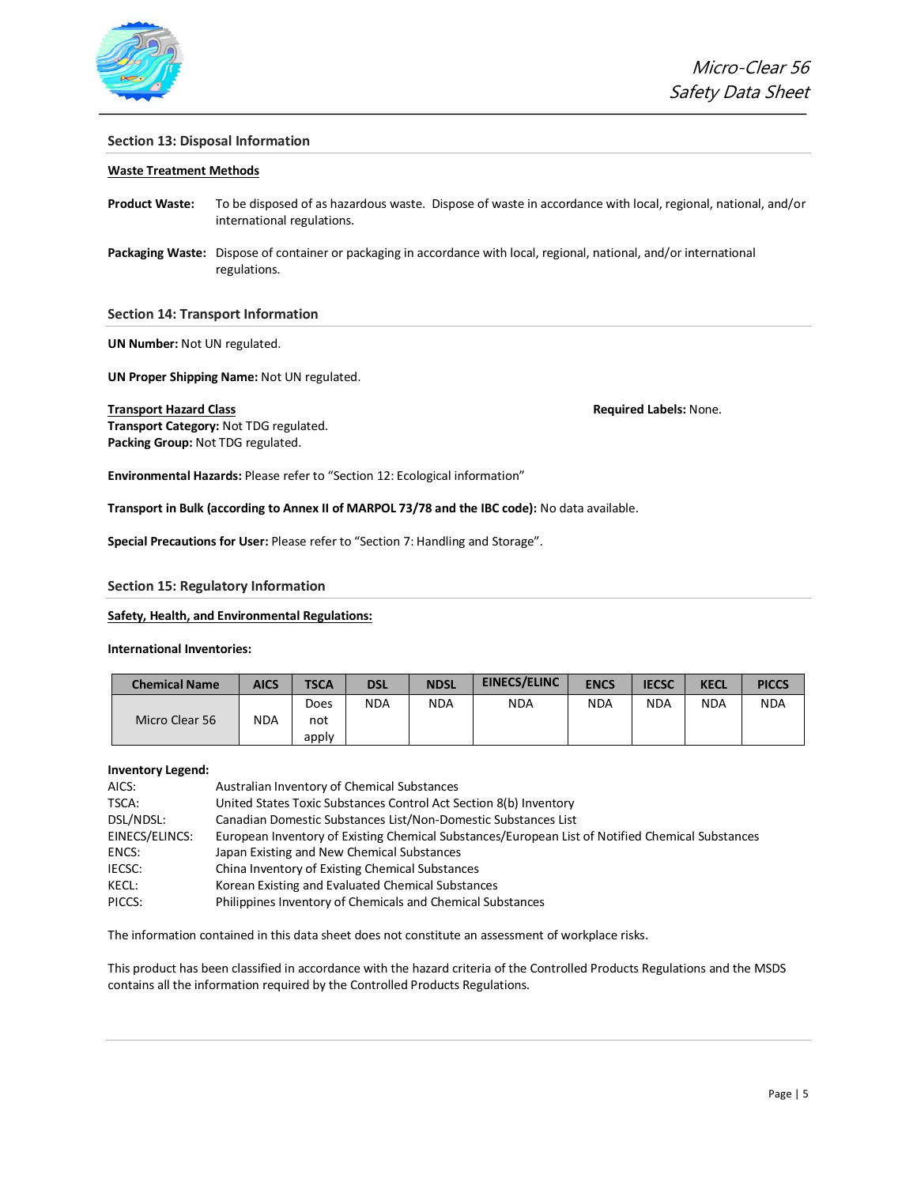## Section 13: Disposal Information

**Waste Treatment Methods**

**Product Waste:** To be disposed of as hazardous waste. Dispose of waste in accordance with local, regional, national, and/or international regulations.

**Packaging Waste:** Dispose of container or packaging in accordance with local, regional, national, and/or international regulations.

## Section 14: Transport Information

**UN Number:** Not UN regulated.

**UN Proper Shipping Name:** Not UN regulated.

**Transport Hazard Class**
**Transport Category:** Not TDG regulated.
**Packing Group:** Not TDG regulated.

**Required Labels:** None.

**Environmental Hazards:** Please refer to "Section 12: Ecological information"

**Transport in Bulk (according to Annex II of MARPOL 73/78 and the IBC code):** No data available.

**Special Precautions for User:** Please refer to "Section 7: Handling and Storage".

## Section 15: Regulatory Information

**Safety, Health, and Environmental Regulations:**

**International Inventories:**

| Chemical Name | AICS | TSCA | DSL | NDSL | EINECS/ELINC | ENCS | IECSC | KECL | PICCS |
|---|---|---|---|---|---|---|---|---|---|
| Micro Clear 56 | NDA | Does not apply | NDA | NDA | NDA | NDA | NDA | NDA | NDA |

**Inventory Legend:**

AICS: Australian Inventory of Chemical Substances
TSCA: United States Toxic Substances Control Act Section 8(b) Inventory
DSL/NDSL: Canadian Domestic Substances List/Non-Domestic Substances List
EINECS/ELINCS: European Inventory of Existing Chemical Substances/European List of Notified Chemical Substances
ENCS: Japan Existing and New Chemical Substances
IECSC: China Inventory of Existing Chemical Substances
KECL: Korean Existing and Evaluated Chemical Substances
PICCS: Philippines Inventory of Chemicals and Chemical Substances

The information contained in this data sheet does not constitute an assessment of workplace risks.

This product has been classified in accordance with the hazard criteria of the Controlled Products Regulations and the MSDS contains all the information required by the Controlled Products Regulations.